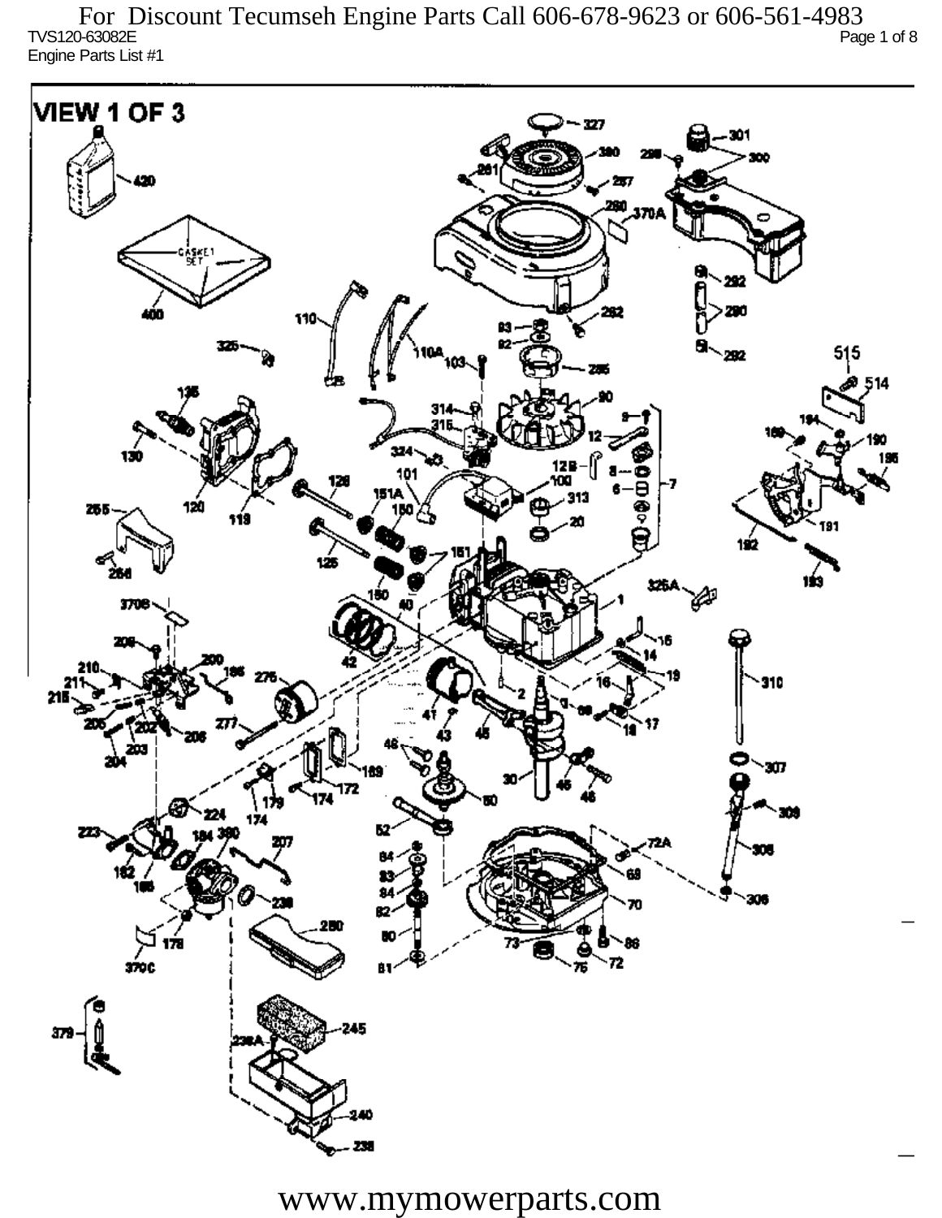For Discount Tecumseh Engine Parts Call 606-678-9623 or 606-561-4983

TVS120-63082E

Engine Parts List #1

VIEW 1 OF 3

www.mymowerparts.com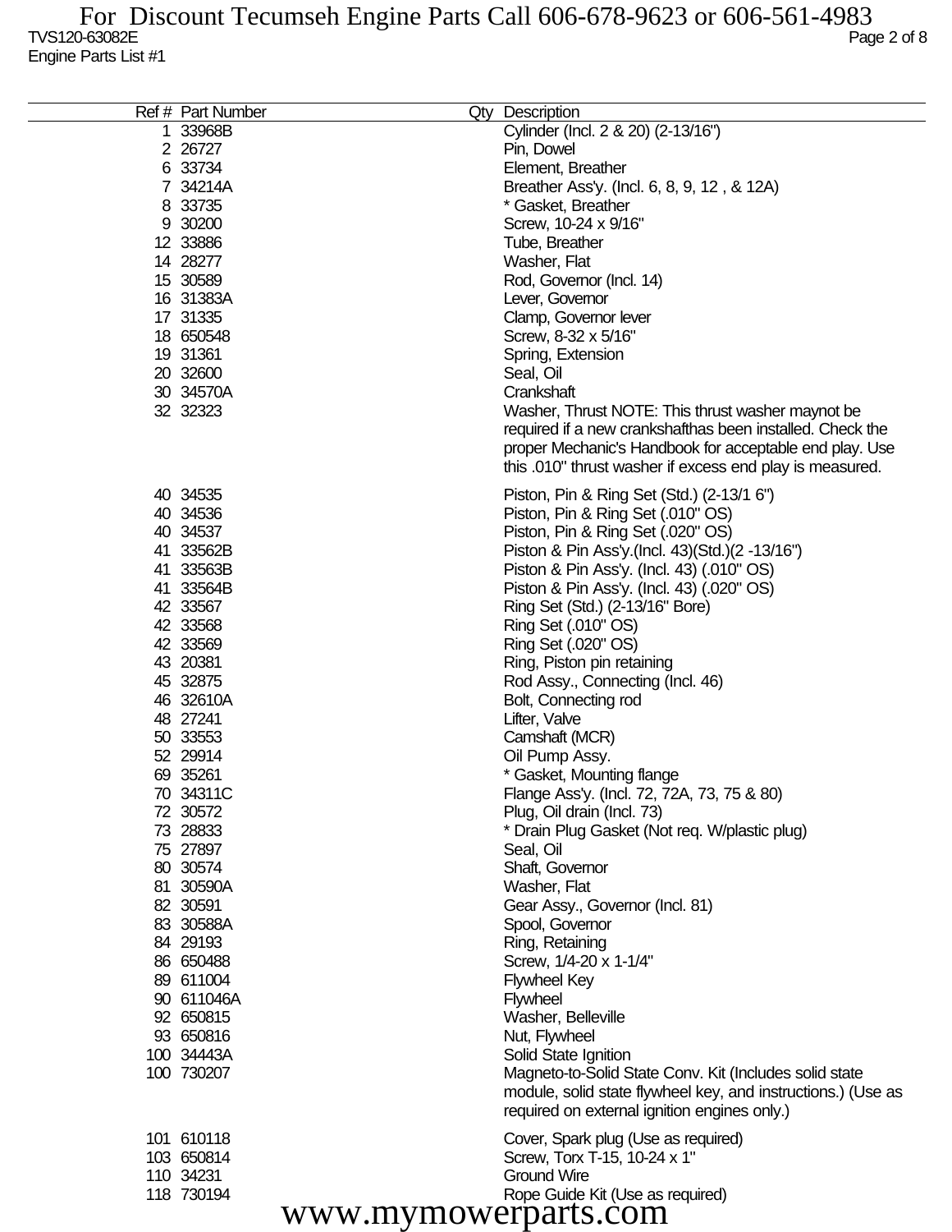| Ref # | Part Number | Qty | Description |
|---|---|---|---|
| 1 | 33968B | | Cylinder (Incl. 2 & 20) (2-13/16") |
| 2 | 26727 | | Pin, Dowel |
| 6 | 33734 | | Element, Breather |
| 7 | 34214A | | Breather Ass'y. (Incl. 6, 8, 9, 12 , & 12A) |
| 8 | 33735 | | * Gasket, Breather |
| 9 | 30200 | | Screw, 10-24 x 9/16" |
| 12 | 33886 | | Tube, Breather |
| 14 | 28277 | | Washer, Flat |
| 15 | 30589 | | Rod, Governor (Incl. 14) |
| 16 | 31383A | | Lever, Governor |
| 17 | 31335 | | Clamp, Governor lever |
| 18 | 650548 | | Screw, 8-32 x 5/16" |
| 19 | 31361 | | Spring, Extension |
| 20 | 32600 | | Seal, Oil |
| 30 | 34570A | | Crankshaft |
| 32 | 32323 | | Washer, Thrust NOTE: This thrust washer maynot be required if a new crankshafthas been installed. Check the proper Mechanic's Handbook for acceptable end play. Use this .010" thrust washer if excess end play is measured. |
| 40 | 34535 | | Piston, Pin & Ring Set (Std.) (2-13/1 6") |
| 40 | 34536 | | Piston, Pin & Ring Set (.010" OS) |
| 40 | 34537 | | Piston, Pin & Ring Set (.020" OS) |
| 41 | 33562B | | Piston & Pin Ass'y.(Incl. 43)(Std.)(2 -13/16") |
| 41 | 33563B | | Piston & Pin Ass'y. (Incl. 43) (.010" OS) |
| 41 | 33564B | | Piston & Pin Ass'y. (Incl. 43) (.020" OS) |
| 42 | 33567 | | Ring Set (Std.) (2-13/16" Bore) |
| 42 | 33568 | | Ring Set (.010" OS) |
| 42 | 33569 | | Ring Set (.020" OS) |
| 43 | 20381 | | Ring, Piston pin retaining |
| 45 | 32875 | | Rod Assy., Connecting (Incl. 46) |
| 46 | 32610A | | Bolt, Connecting rod |
| 48 | 27241 | | Lifter, Valve |
| 50 | 33553 | | Camshaft (MCR) |
| 52 | 29914 | | Oil Pump Assy. |
| 69 | 35261 | | * Gasket, Mounting flange |
| 70 | 34311C | | Flange Ass'y. (Incl. 72, 72A, 73, 75 & 80) |
| 72 | 30572 | | Plug, Oil drain (Incl. 73) |
| 73 | 28833 | | * Drain Plug Gasket (Not req. W/plastic plug) |
| 75 | 27897 | | Seal, Oil |
| 80 | 30574 | | Shaft, Governor |
| 81 | 30590A | | Washer, Flat |
| 82 | 30591 | | Gear Assy., Governor (Incl. 81) |
| 83 | 30588A | | Spool, Governor |
| 84 | 29193 | | Ring, Retaining |
| 86 | 650488 | | Screw, 1/4-20 x 1-1/4" |
| 89 | 611004 | | Flywheel Key |
| 90 | 611046A | | Flywheel |
| 92 | 650815 | | Washer, Belleville |
| 93 | 650816 | | Nut, Flywheel |
| 100 | 34443A | | Solid State Ignition |
| 100 | 730207 | | Magneto-to-Solid State Conv. Kit (Includes solid state module, solid state flywheel key, and instructions.) (Use as required on external ignition engines only.) |
| 101 | 610118 | | Cover, Spark plug (Use as required) |
| 103 | 650814 | | Screw, Torx T-15, 10-24 x 1" |
| 110 | 34231 | | Ground Wire |
| 118 | 730194 | | Rope Guide Kit (Use as required) |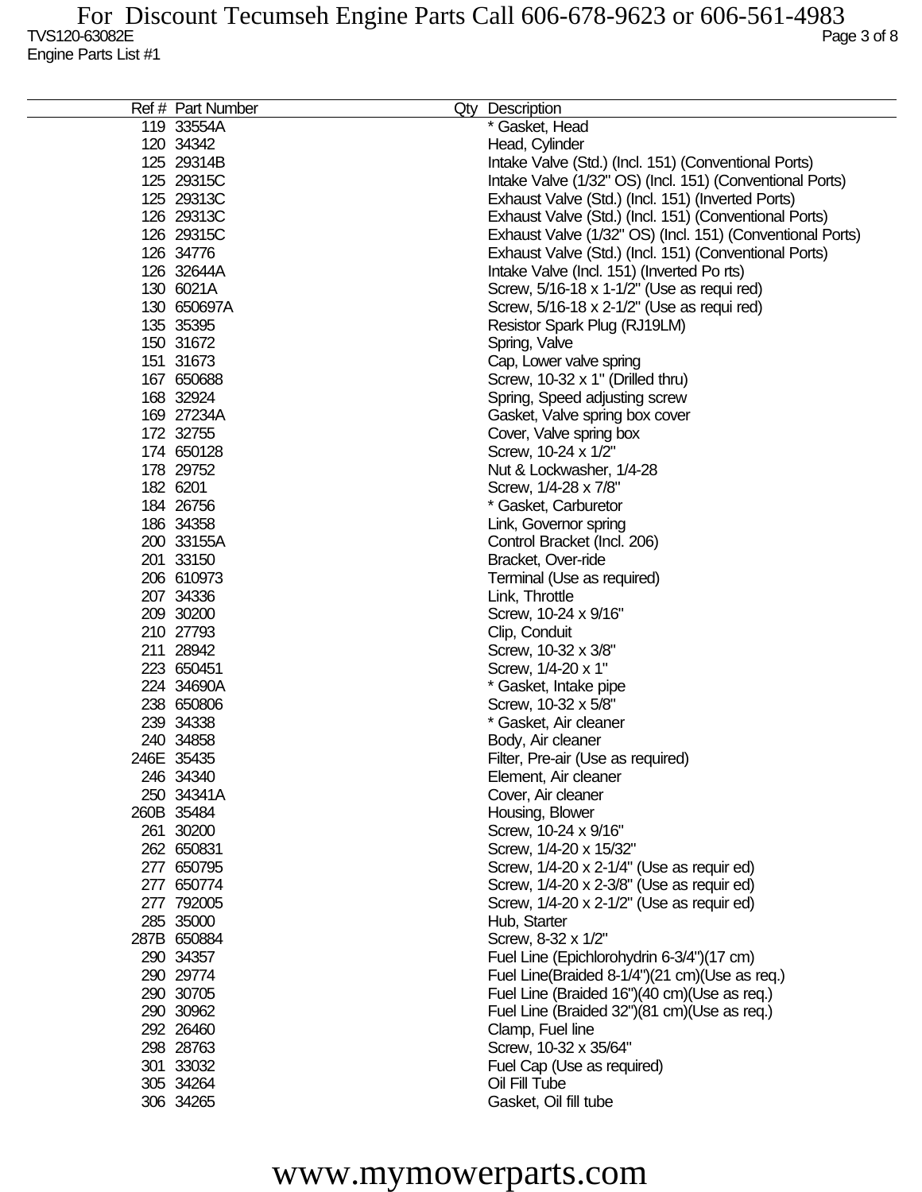For Discount Tecumseh Engine Parts Call 606-678-9623 or 606-561-4983

TVS120-63082E

Engine Parts List #1

| Ref # | Part Number | Qty | Description |
|---|---|---|---|
| 119 | 33554A | | * Gasket, Head |
| 120 | 34342 | | Head, Cylinder |
| 125 | 29314B | | Intake Valve (Std.) (Incl. 151) (Conventional Ports) |
| 125 | 29315C | | Intake Valve (1/32" OS) (Incl. 151) (Conventional Ports) |
| 125 | 29313C | | Exhaust Valve (Std.) (Incl. 151) (Inverted Ports) |
| 126 | 29313C | | Exhaust Valve (Std.) (Incl. 151) (Conventional Ports) |
| 126 | 29315C | | Exhaust Valve (1/32" OS) (Incl. 151) (Conventional Ports) |
| 126 | 34776 | | Exhaust Valve (Std.) (Incl. 151) (Conventional Ports) |
| 126 | 32644A | | Intake Valve (Incl. 151) (Inverted Po rts) |
| 130 | 6021A | | Screw, 5/16-18 x 1-1/2" (Use as requi red) |
| 130 | 650697A | | Screw, 5/16-18 x 2-1/2" (Use as requi red) |
| 135 | 35395 | | Resistor Spark Plug (RJ19LM) |
| 150 | 31672 | | Spring, Valve |
| 151 | 31673 | | Cap, Lower valve spring |
| 167 | 650688 | | Screw, 10-32 x 1" (Drilled thru) |
| 168 | 32924 | | Spring, Speed adjusting screw |
| 169 | 27234A | | Gasket, Valve spring box cover |
| 172 | 32755 | | Cover, Valve spring box |
| 174 | 650128 | | Screw, 10-24 x 1/2" |
| 178 | 29752 | | Nut & Lockwasher, 1/4-28 |
| 182 | 6201 | | Screw, 1/4-28 x 7/8" |
| 184 | 26756 | | * Gasket, Carburetor |
| 186 | 34358 | | Link, Governor spring |
| 200 | 33155A | | Control Bracket (Incl. 206) |
| 201 | 33150 | | Bracket, Over-ride |
| 206 | 610973 | | Terminal (Use as required) |
| 207 | 34336 | | Link, Throttle |
| 209 | 30200 | | Screw, 10-24 x 9/16" |
| 210 | 27793 | | Clip, Conduit |
| 211 | 28942 | | Screw, 10-32 x 3/8" |
| 223 | 650451 | | Screw, 1/4-20 x 1" |
| 224 | 34690A | | * Gasket, Intake pipe |
| 238 | 650806 | | Screw, 10-32 x 5/8" |
| 239 | 34338 | | * Gasket, Air cleaner |
| 240 | 34858 | | Body, Air cleaner |
| 246E | 35435 | | Filter, Pre-air (Use as required) |
| 246 | 34340 | | Element, Air cleaner |
| 250 | 34341A | | Cover, Air cleaner |
| 260B | 35484 | | Housing, Blower |
| 261 | 30200 | | Screw, 10-24 x 9/16" |
| 262 | 650831 | | Screw, 1/4-20 x 15/32" |
| 277 | 650795 | | Screw, 1/4-20 x 2-1/4" (Use as requir ed) |
| 277 | 650774 | | Screw, 1/4-20 x 2-3/8" (Use as requir ed) |
| 277 | 792005 | | Screw, 1/4-20 x 2-1/2" (Use as requir ed) |
| 285 | 35000 | | Hub, Starter |
| 287B | 650884 | | Screw, 8-32 x 1/2" |
| 290 | 34357 | | Fuel Line (Epichlorohydrin 6-3/4")(17 cm) |
| 290 | 29774 | | Fuel Line(Braided 8-1/4")(21 cm)(Use as req.) |
| 290 | 30705 | | Fuel Line (Braided 16")(40 cm)(Use as req.) |
| 290 | 30962 | | Fuel Line (Braided 32")(81 cm)(Use as req.) |
| 292 | 26460 | | Clamp, Fuel line |
| 298 | 28763 | | Screw, 10-32 x 35/64" |
| 301 | 33032 | | Fuel Cap (Use as required) |
| 305 | 34264 | | Oil Fill Tube |
| 306 | 34265 | | Gasket, Oil fill tube |

www.mymowerparts.com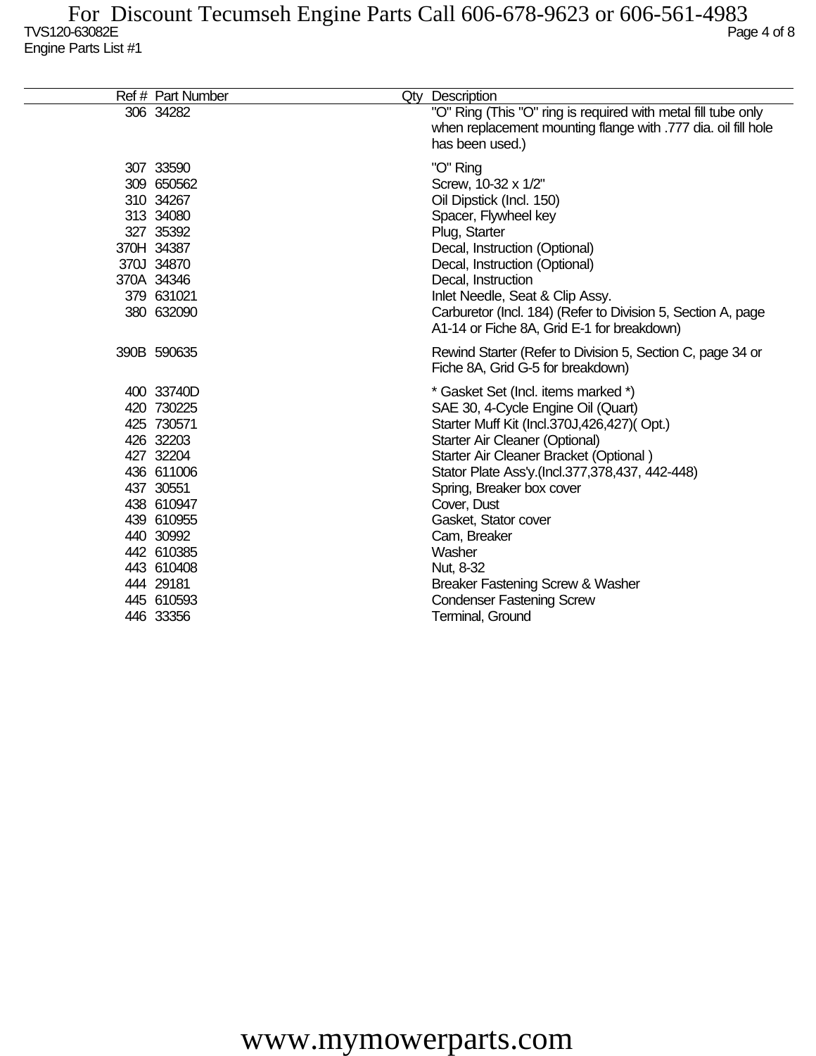For Discount Tecumseh Engine Parts Call 606-678-9623 or 606-561-4983

TVS120-63082E

Engine Parts List #1

| Ref # | Part Number | Qty | Description |
|---|---|---|---|
| 306 | 34282 | | "O" Ring (This "O" ring is required with metal fill tube only when replacement mounting flange with .777 dia. oil fill hole has been used.) |
| 307 | 33590 | | "O" Ring |
| 309 | 650562 | | Screw, 10-32 x 1/2" |
| 310 | 34267 | | Oil Dipstick (Incl. 150) |
| 313 | 34080 | | Spacer, Flywheel key |
| 327 | 35392 | | Plug, Starter |
| 370H | 34387 | | Decal, Instruction (Optional) |
| 370J | 34870 | | Decal, Instruction (Optional) |
| 370A | 34346 | | Decal, Instruction |
| 379 | 631021 | | Inlet Needle, Seat & Clip Assy. |
| 380 | 632090 | | Carburetor (Incl. 184) (Refer to Division 5, Section A, page A1-14 or Fiche 8A, Grid E-1 for breakdown) |
| 390B | 590635 | | Rewind Starter (Refer to Division 5, Section C, page 34 or Fiche 8A, Grid G-5 for breakdown) |
| 400 | 33740D | | * Gasket Set (Incl. items marked *) |
| 420 | 730225 | | SAE 30, 4-Cycle Engine Oil (Quart) |
| 425 | 730571 | | Starter Muff Kit (Incl.370J,426,427)( Opt.) |
| 426 | 32203 | | Starter Air Cleaner (Optional) |
| 427 | 32204 | | Starter Air Cleaner Bracket (Optional ) |
| 436 | 611006 | | Stator Plate Ass'y.(Incl.377,378,437, 442-448) |
| 437 | 30551 | | Spring, Breaker box cover |
| 438 | 610947 | | Cover, Dust |
| 439 | 610955 | | Gasket, Stator cover |
| 440 | 30992 | | Cam, Breaker |
| 442 | 610385 | | Washer |
| 443 | 610408 | | Nut, 8-32 |
| 444 | 29181 | | Breaker Fastening Screw & Washer |
| 445 | 610593 | | Condenser Fastening Screw |
| 446 | 33356 | | Terminal, Ground |

www.mymowerparts.com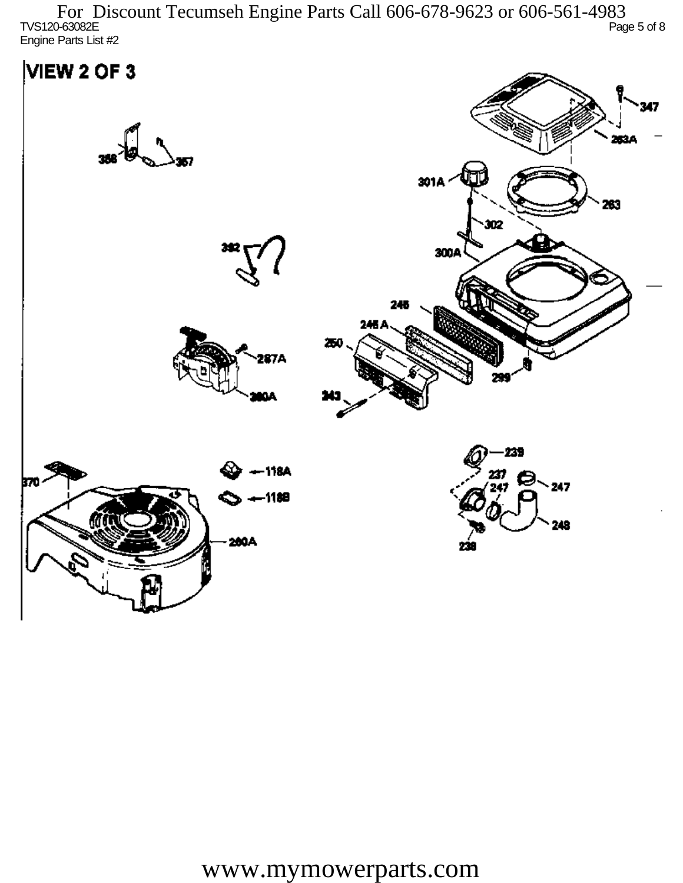For Discount Tecumseh Engine Parts Call 606-678-9623 or 606-561-4983

TVS120-63082E

Engine Parts List #2

# VIEW 2 OF 3

347

263A

358

357

301A

263

302

300A

392

245

245 A

250

287A

299

260A

243

239

118A

237

247

247

370

118B

248

260A

238

www.mymowerparts.com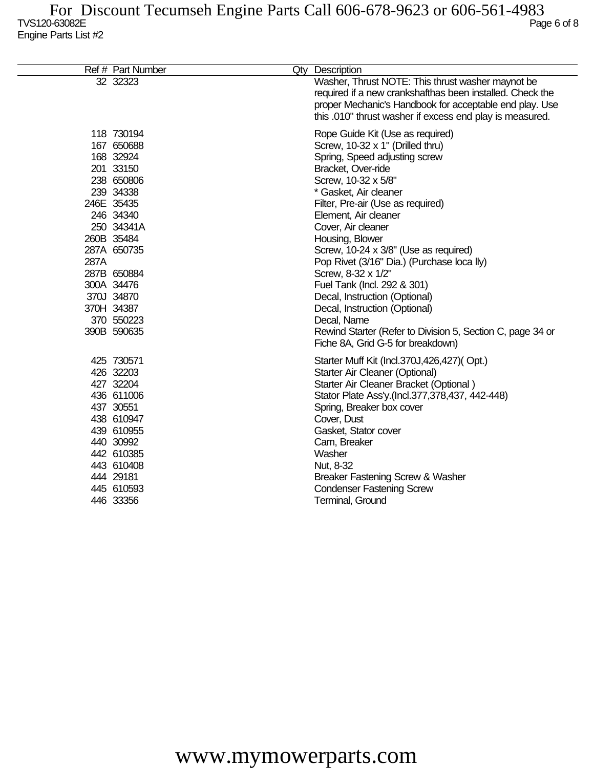| Ref # | Part Number | Qty | Description |
|---|---|---|---|
| 32 | 32323 | | Washer, Thrust NOTE: This thrust washer maynot be required if a new crankshafthas been installed. Check the proper Mechanic's Handbook for acceptable end play. Use this .010" thrust washer if excess end play is measured. |
| 118 | 730194 | | Rope Guide Kit (Use as required) |
| 167 | 650688 | | Screw, 10-32 x 1" (Drilled thru) |
| 168 | 32924 | | Spring, Speed adjusting screw |
| 201 | 33150 | | Bracket, Over-ride |
| 238 | 650806 | | Screw, 10-32 x 5/8" |
| 239 | 34338 | | * Gasket, Air cleaner |
| 246E | 35435 | | Filter, Pre-air (Use as required) |
| 246 | 34340 | | Element, Air cleaner |
| 250 | 34341A | | Cover, Air cleaner |
| 260B | 35484 | | Housing, Blower |
| 287A | 650735 | | Screw, 10-24 x 3/8" (Use as required) |
| 287A | | | Pop Rivet (3/16" Dia.) (Purchase loca lly) |
| 287B | 650884 | | Screw, 8-32 x 1/2" |
| 300A | 34476 | | Fuel Tank (Incl. 292 & 301) |
| 370J | 34870 | | Decal, Instruction (Optional) |
| 370H | 34387 | | Decal, Instruction (Optional) |
| 370 | 550223 | | Decal, Name |
| 390B | 590635 | | Rewind Starter (Refer to Division 5, Section C, page 34 or Fiche 8A, Grid G-5 for breakdown) |
| 425 | 730571 | | Starter Muff Kit (Incl.370J,426,427)( Opt.) |
| 426 | 32203 | | Starter Air Cleaner (Optional) |
| 427 | 32204 | | Starter Air Cleaner Bracket (Optional ) |
| 436 | 611006 | | Stator Plate Ass'y.(Incl.377,378,437, 442-448) |
| 437 | 30551 | | Spring, Breaker box cover |
| 438 | 610947 | | Cover, Dust |
| 439 | 610955 | | Gasket, Stator cover |
| 440 | 30992 | | Cam, Breaker |
| 442 | 610385 | | Washer |
| 443 | 610408 | | Nut, 8-32 |
| 444 | 29181 | | Breaker Fastening Screw & Washer |
| 445 | 610593 | | Condenser Fastening Screw |
| 446 | 33356 | | Terminal, Ground |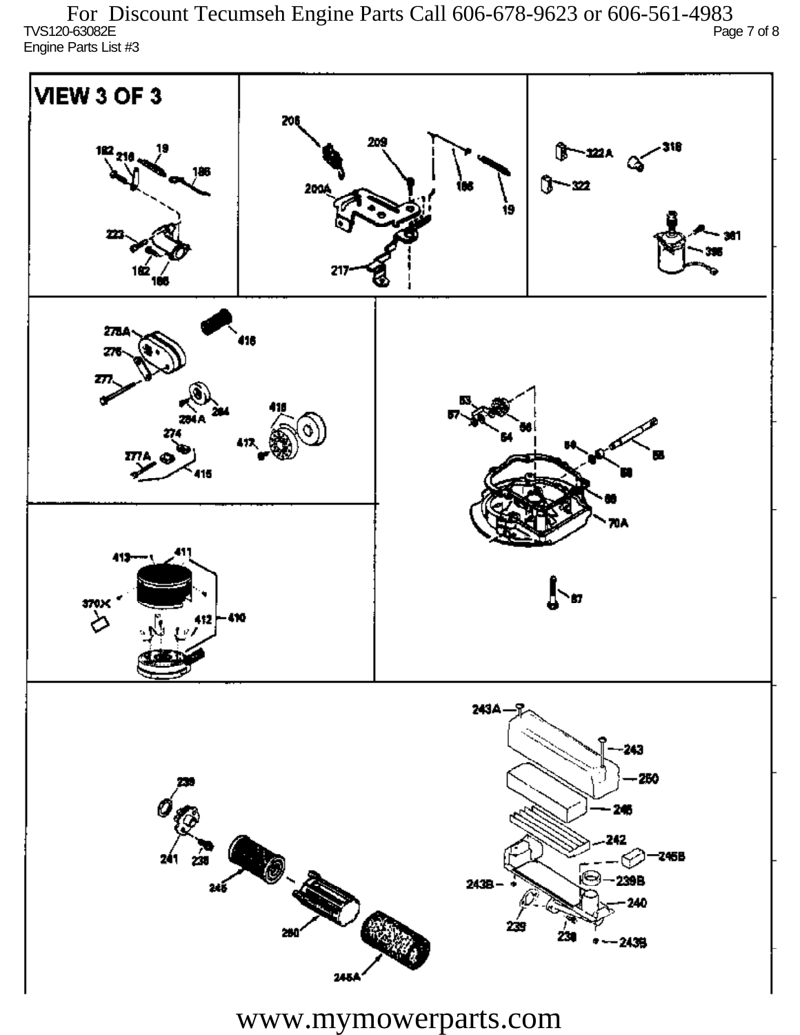For Discount Tecumseh Engine Parts Call 606-678-9623 or 606-561-4983

TVS120-63082E

Engine Parts List #3

VIEW 3 OF 3

182 218 19 186 223 182 186

206 209 200A 186 19 217

322A 318 322 361 395

278A 276 277 416 284A 284 274 418 417 277A 415

53 57 54 56 59 58 58 66 70A 67

413 411 370X 412 410

243A 243 250 246 242 245B 243B 239B 240 239 238 243B

239 241 238 245 260 245A

www.mymowerparts.com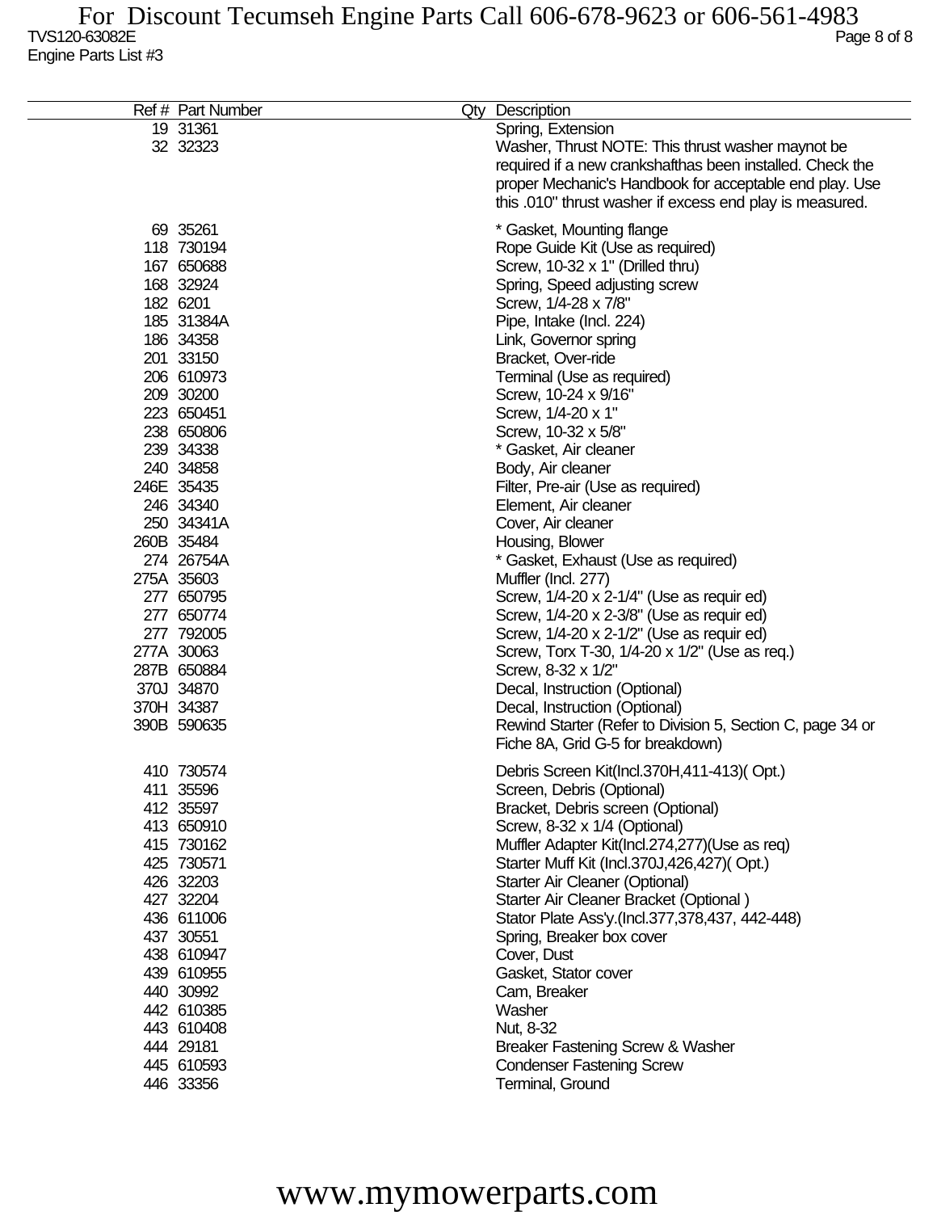| Ref # | Part Number | Qty | Description |
|---|---|---|---|
| 19 | 31361 | | Spring, Extension |
| 32 | 32323 | | Washer, Thrust NOTE: This thrust washer maynot be required if a new crankshafthas been installed. Check the proper Mechanic's Handbook for acceptable end play. Use this .010" thrust washer if excess end play is measured. |
| 69 | 35261 | | * Gasket, Mounting flange |
| 118 | 730194 | | Rope Guide Kit (Use as required) |
| 167 | 650688 | | Screw, 10-32 x 1" (Drilled thru) |
| 168 | 32924 | | Spring, Speed adjusting screw |
| 182 | 6201 | | Screw, 1/4-28 x 7/8" |
| 185 | 31384A | | Pipe, Intake (Incl. 224) |
| 186 | 34358 | | Link, Governor spring |
| 201 | 33150 | | Bracket, Over-ride |
| 206 | 610973 | | Terminal (Use as required) |
| 209 | 30200 | | Screw, 10-24 x 9/16" |
| 223 | 650451 | | Screw, 1/4-20 x 1" |
| 238 | 650806 | | Screw, 10-32 x 5/8" |
| 239 | 34338 | | * Gasket, Air cleaner |
| 240 | 34858 | | Body, Air cleaner |
| 246E | 35435 | | Filter, Pre-air (Use as required) |
| 246 | 34340 | | Element, Air cleaner |
| 250 | 34341A | | Cover, Air cleaner |
| 260B | 35484 | | Housing, Blower |
| 274 | 26754A | | * Gasket, Exhaust (Use as required) |
| 275A | 35603 | | Muffler (Incl. 277) |
| 277 | 650795 | | Screw, 1/4-20 x 2-1/4" (Use as requir ed) |
| 277 | 650774 | | Screw, 1/4-20 x 2-3/8" (Use as requir ed) |
| 277 | 792005 | | Screw, 1/4-20 x 2-1/2" (Use as requir ed) |
| 277A | 30063 | | Screw, Torx T-30, 1/4-20 x 1/2" (Use as req.) |
| 287B | 650884 | | Screw, 8-32 x 1/2" |
| 370J | 34870 | | Decal, Instruction (Optional) |
| 370H | 34387 | | Decal, Instruction (Optional) |
| 390B | 590635 | | Rewind Starter (Refer to Division 5, Section C, page 34 or Fiche 8A, Grid G-5 for breakdown) |
| 410 | 730574 | | Debris Screen Kit(Incl.370H,411-413)( Opt.) |
| 411 | 35596 | | Screen, Debris (Optional) |
| 412 | 35597 | | Bracket, Debris screen (Optional) |
| 413 | 650910 | | Screw, 8-32 x 1/4 (Optional) |
| 415 | 730162 | | Muffler Adapter Kit(Incl.274,277)(Use as req) |
| 425 | 730571 | | Starter Muff Kit (Incl.370J,426,427)( Opt.) |
| 426 | 32203 | | Starter Air Cleaner (Optional) |
| 427 | 32204 | | Starter Air Cleaner Bracket (Optional ) |
| 436 | 611006 | | Stator Plate Ass'y.(Incl.377,378,437, 442-448) |
| 437 | 30551 | | Spring, Breaker box cover |
| 438 | 610947 | | Cover, Dust |
| 439 | 610955 | | Gasket, Stator cover |
| 440 | 30992 | | Cam, Breaker |
| 442 | 610385 | | Washer |
| 443 | 610408 | | Nut, 8-32 |
| 444 | 29181 | | Breaker Fastening Screw & Washer |
| 445 | 610593 | | Condenser Fastening Screw |
| 446 | 33356 | | Terminal, Ground |